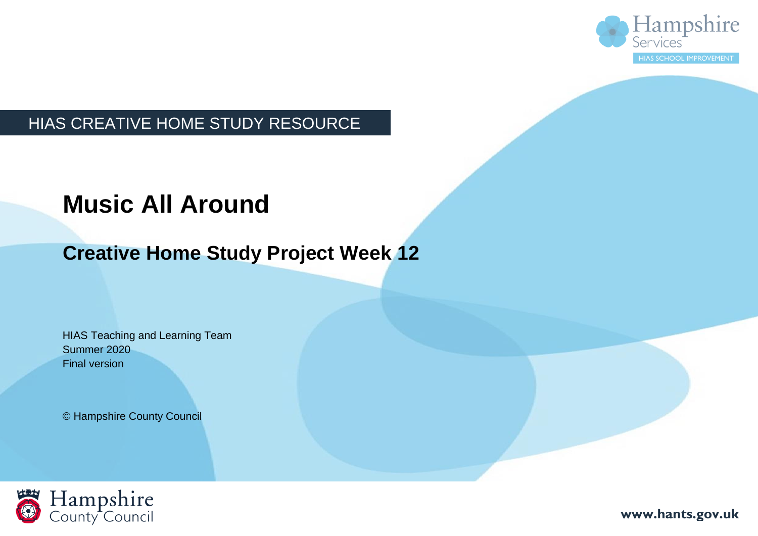HIAS CREATIVE HOME STUDY RESOURCE

# Music All Around

## Creative Home Study Project Week 12

HIAS Teaching and Learning Team
Summer 2020
Final version

© Hampshire County Council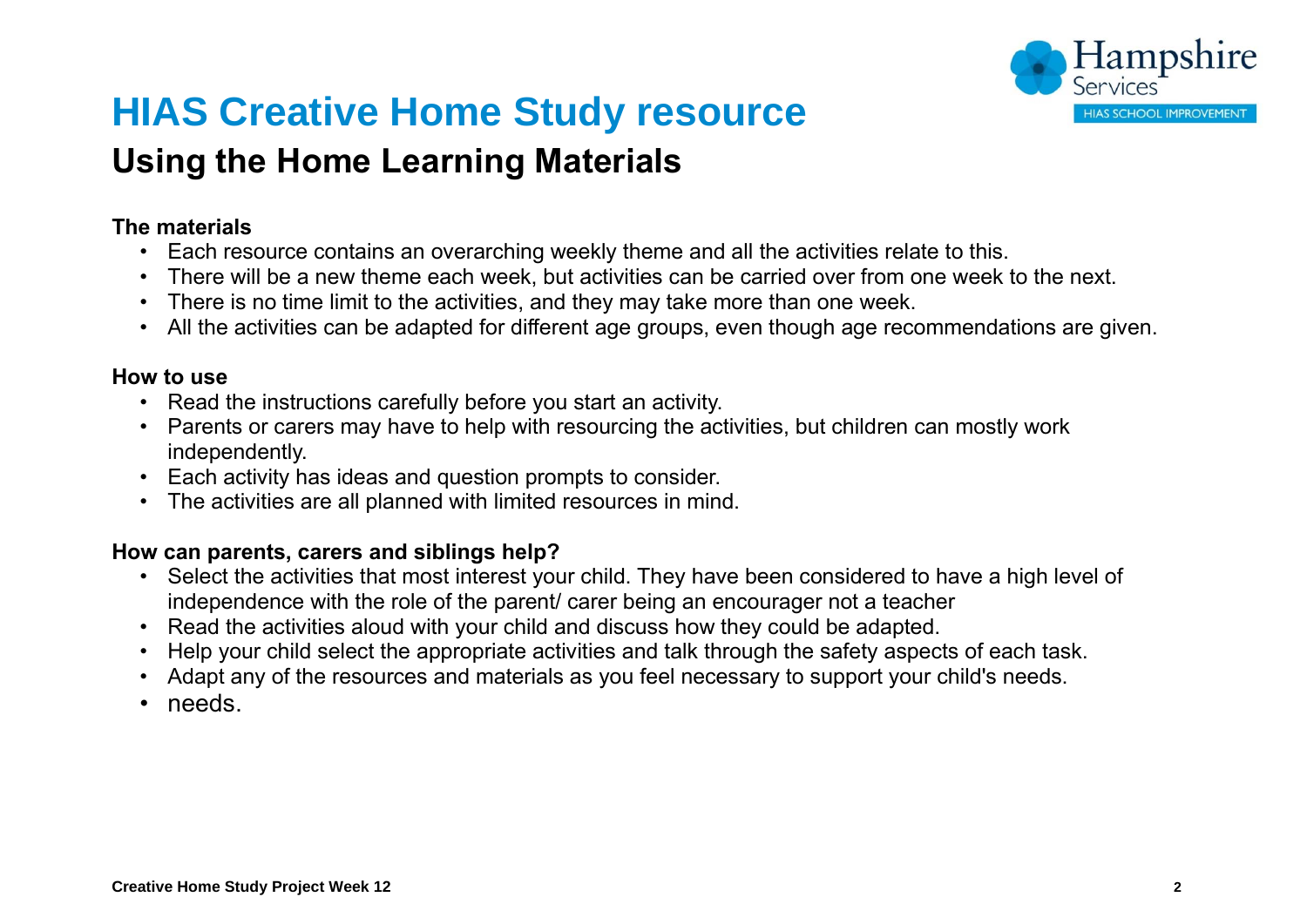# HIAS Creative Home Study resource

## Using the Home Learning Materials

**The materials**

- Each resource contains an overarching weekly theme and all the activities relate to this.
- There will be a new theme each week, but activities can be carried over from one week to the next.
- There is no time limit to the activities, and they may take more than one week.
- All the activities can be adapted for different age groups, even though age recommendations are given.

**How to use**

- Read the instructions carefully before you start an activity.
- Parents or carers may have to help with resourcing the activities, but children can mostly work independently.
- Each activity has ideas and question prompts to consider.
- The activities are all planned with limited resources in mind.

**How can parents, carers and siblings help?**

- Select the activities that most interest your child. They have been considered to have a high level of independence with the role of the parent/ carer being an encourager not a teacher
- Read the activities aloud with your child and discuss how they could be adapted.
- Help your child select the appropriate activities and talk through the safety aspects of each task.
- Adapt any of the resources and materials as you feel necessary to support your child's needs.
- needs.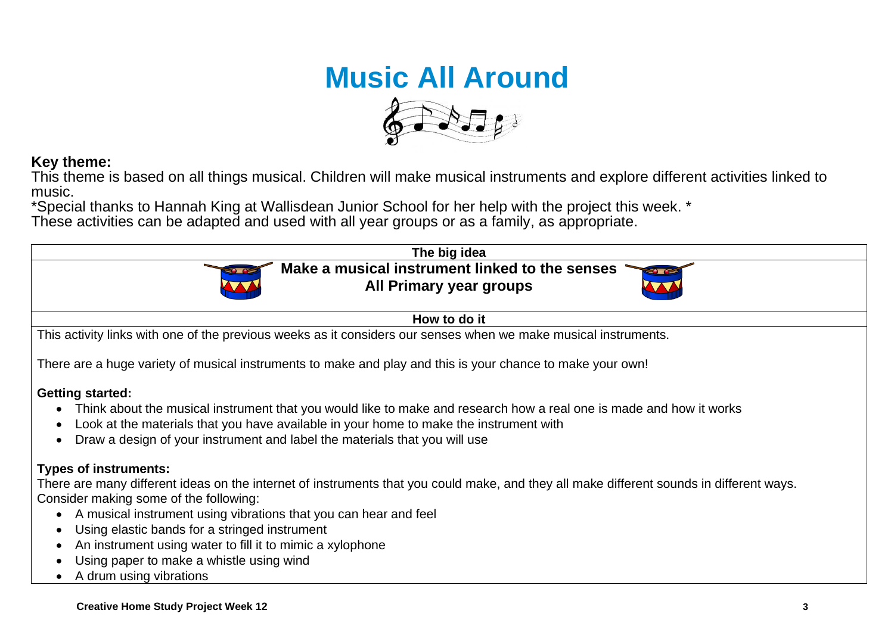# Music All Around

**Key theme:**

This theme is based on all things musical. Children will make musical instruments and explore different activities linked to music.

*Special thanks to Hannah King at Wallisdean Junior School for her help with the project this week. *

These activities can be adapted and used with all year groups or as a family, as appropriate.

| The big idea |
|---|
| **Make a musical instrument linked to the senses**<br>**All Primary year groups** |
| **How to do it** |
| This activity links with one of the previous weeks as it considers our senses when we make musical instruments.<br><br>There are a huge variety of musical instruments to make and play and this is your chance to make your own!<br><br>**Getting started:**<br>• Think about the musical instrument that you would like to make and research how a real one is made and how it works<br>• Look at the materials that you have available in your home to make the instrument with<br>• Draw a design of your instrument and label the materials that you will use<br><br>**Types of instruments:**<br>There are many different ideas on the internet of instruments that you could make, and they all make different sounds in different ways. Consider making some of the following:<br>• A musical instrument using vibrations that you can hear and feel<br>• Using elastic bands for a stringed instrument<br>• An instrument using water to fill it to mimic a xylophone<br>• Using paper to make a whistle using wind<br>• A drum using vibrations |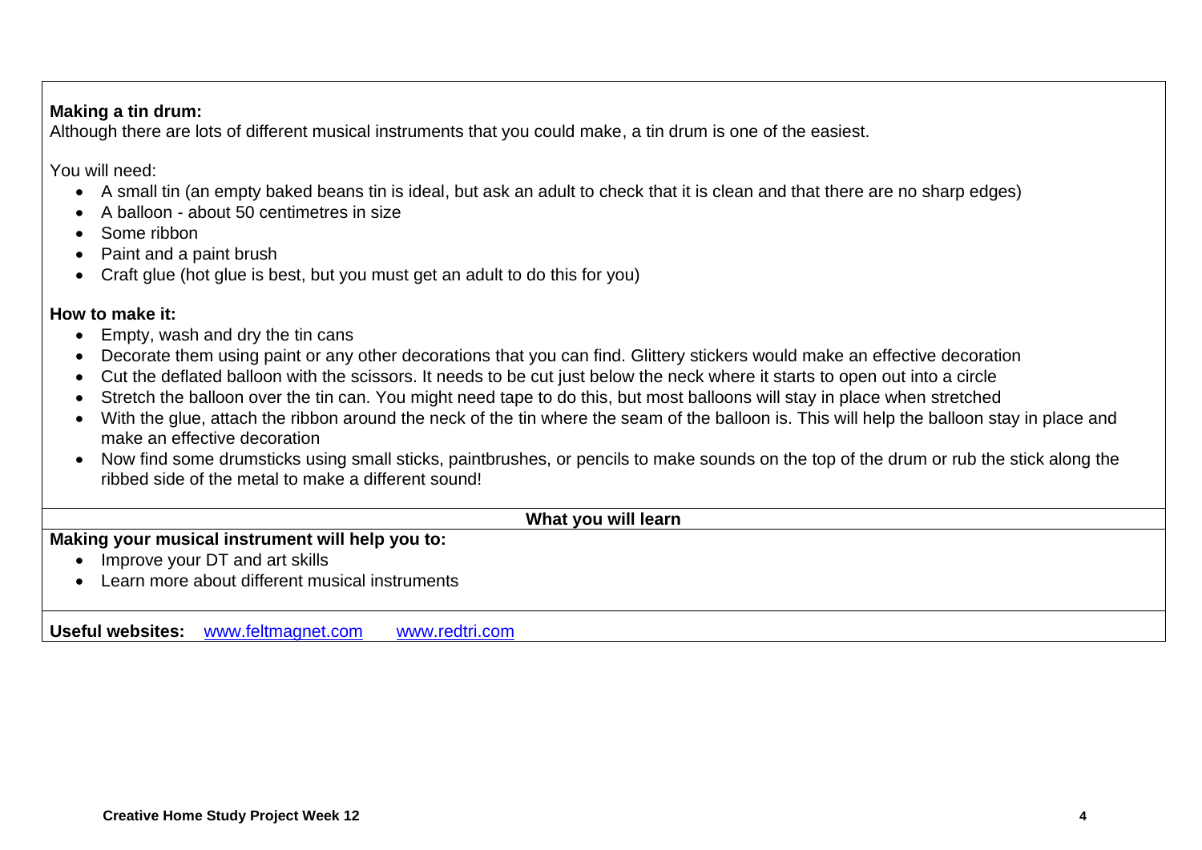**Making a tin drum:**
Although there are lots of different musical instruments that you could make, a tin drum is one of the easiest.

You will need:

- A small tin (an empty baked beans tin is ideal, but ask an adult to check that it is clean and that there are no sharp edges)
- A balloon - about 50 centimetres in size
- Some ribbon
- Paint and a paint brush
- Craft glue (hot glue is best, but you must get an adult to do this for you)

**How to make it:**

- Empty, wash and dry the tin cans
- Decorate them using paint or any other decorations that you can find. Glittery stickers would make an effective decoration
- Cut the deflated balloon with the scissors. It needs to be cut just below the neck where it starts to open out into a circle
- Stretch the balloon over the tin can. You might need tape to do this, but most balloons will stay in place when stretched
- With the glue, attach the ribbon around the neck of the tin where the seam of the balloon is. This will help the balloon stay in place and make an effective decoration
- Now find some drumsticks using small sticks, paintbrushes, or pencils to make sounds on the top of the drum or rub the stick along the ribbed side of the metal to make a different sound!

**What you will learn**

**Making your musical instrument will help you to:**

- Improve your DT and art skills
- Learn more about different musical instruments

**Useful websites:** www.feltmagnet.com www.redtri.com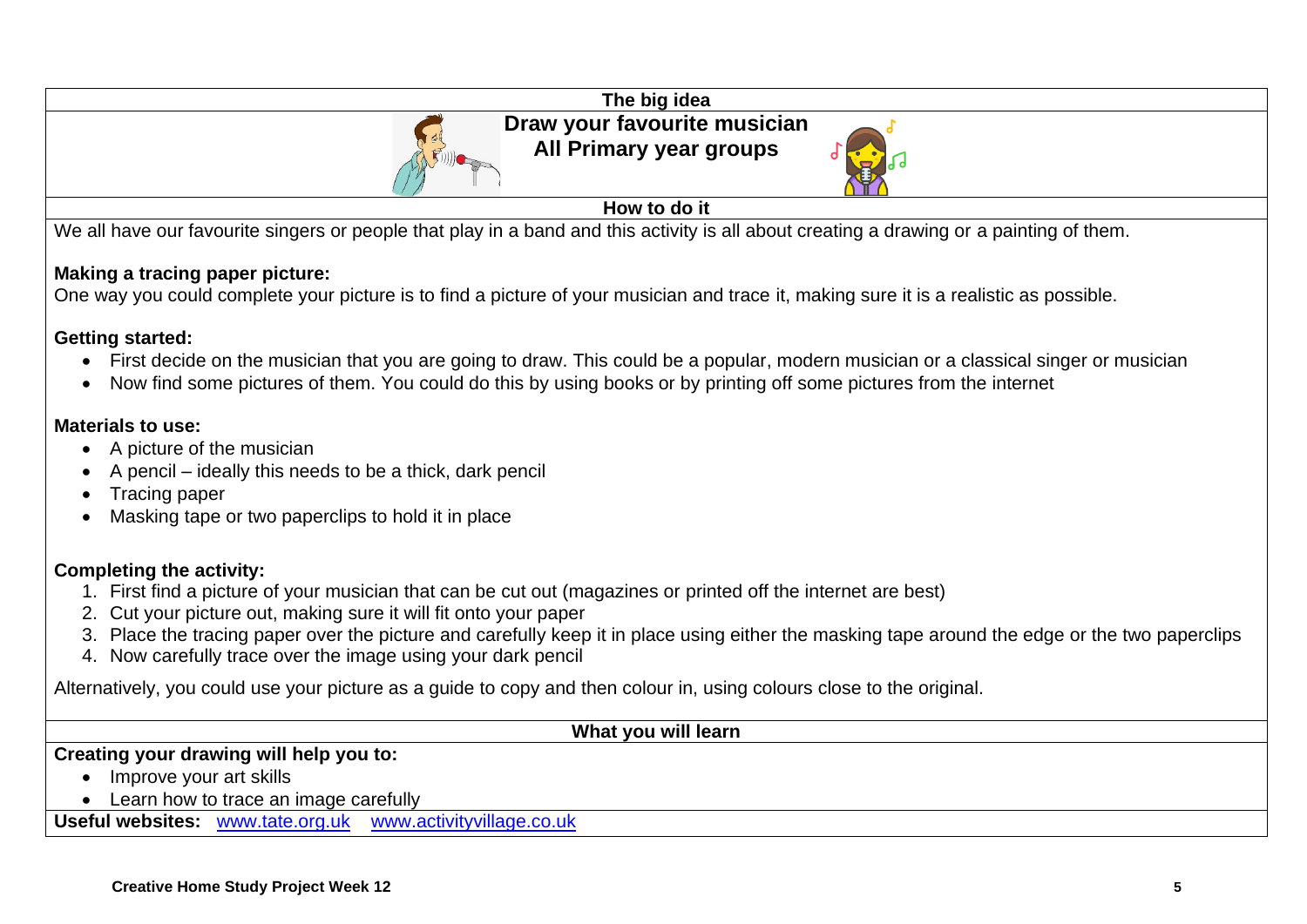## The big idea

**Draw your favourite musician**
**All Primary year groups**

## How to do it

We all have our favourite singers or people that play in a band and this activity is all about creating a drawing or a painting of them.

**Making a tracing paper picture:**
One way you could complete your picture is to find a picture of your musician and trace it, making sure it is a realistic as possible.

**Getting started:**

- First decide on the musician that you are going to draw. This could be a popular, modern musician or a classical singer or musician
- Now find some pictures of them. You could do this by using books or by printing off some pictures from the internet

**Materials to use:**

- A picture of the musician
- A pencil – ideally this needs to be a thick, dark pencil
- Tracing paper
- Masking tape or two paperclips to hold it in place

**Completing the activity:**

1. First find a picture of your musician that can be cut out (magazines or printed off the internet are best)
2. Cut your picture out, making sure it will fit onto your paper
3. Place the tracing paper over the picture and carefully keep it in place using either the masking tape around the edge or the two paperclips
4. Now carefully trace over the image using your dark pencil

Alternatively, you could use your picture as a guide to copy and then colour in, using colours close to the original.

## What you will learn

**Creating your drawing will help you to:**

- Improve your art skills
- Learn how to trace an image carefully

**Useful websites:** www.tate.org.uk www.activityvillage.co.uk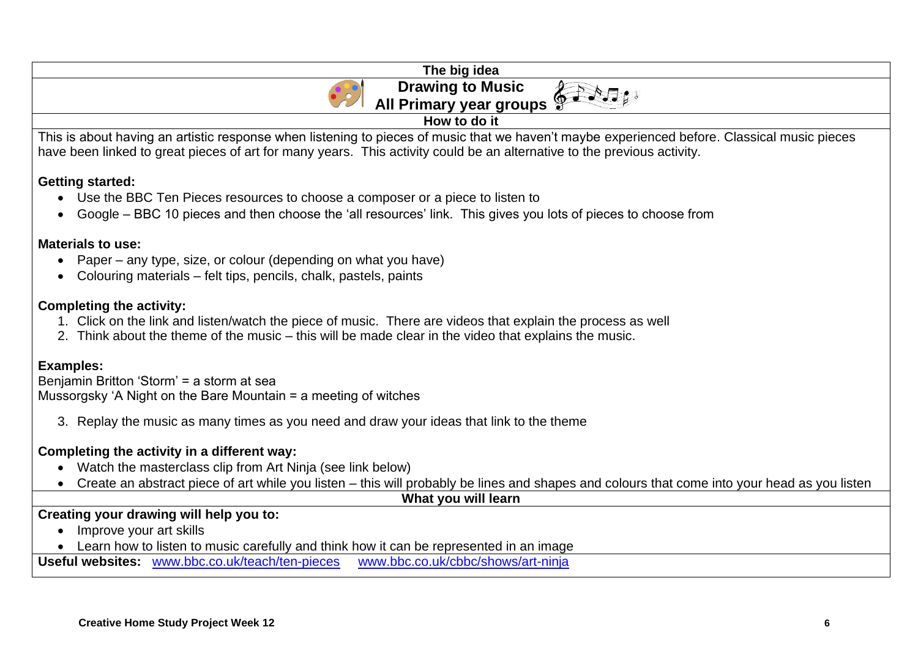## The big idea

# Drawing to Music
## All Primary year groups

### How to do it

This is about having an artistic response when listening to pieces of music that we haven't maybe experienced before. Classical music pieces have been linked to great pieces of art for many years. This activity could be an alternative to the previous activity.

**Getting started:**

- Use the BBC Ten Pieces resources to choose a composer or a piece to listen to
- Google – BBC 10 pieces and then choose the 'all resources' link. This gives you lots of pieces to choose from

**Materials to use:**

- Paper – any type, size, or colour (depending on what you have)
- Colouring materials – felt tips, pencils, chalk, pastels, paints

**Completing the activity:**

1. Click on the link and listen/watch the piece of music. There are videos that explain the process as well
2. Think about the theme of the music – this will be made clear in the video that explains the music.

**Examples:**

Benjamin Britton 'Storm' = a storm at sea
Mussorgsky 'A Night on the Bare Mountain = a meeting of witches

3. Replay the music as many times as you need and draw your ideas that link to the theme

**Completing the activity in a different way:**

- Watch the masterclass clip from Art Ninja (see link below)
- Create an abstract piece of art while you listen – this will probably be lines and shapes and colours that come into your head as you listen

### What you will learn

**Creating your drawing will help you to:**

- Improve your art skills
- Learn how to listen to music carefully and think how it can be represented in an image

**Useful websites:** www.bbc.co.uk/teach/ten-pieces www.bbc.co.uk/cbbc/shows/art-ninja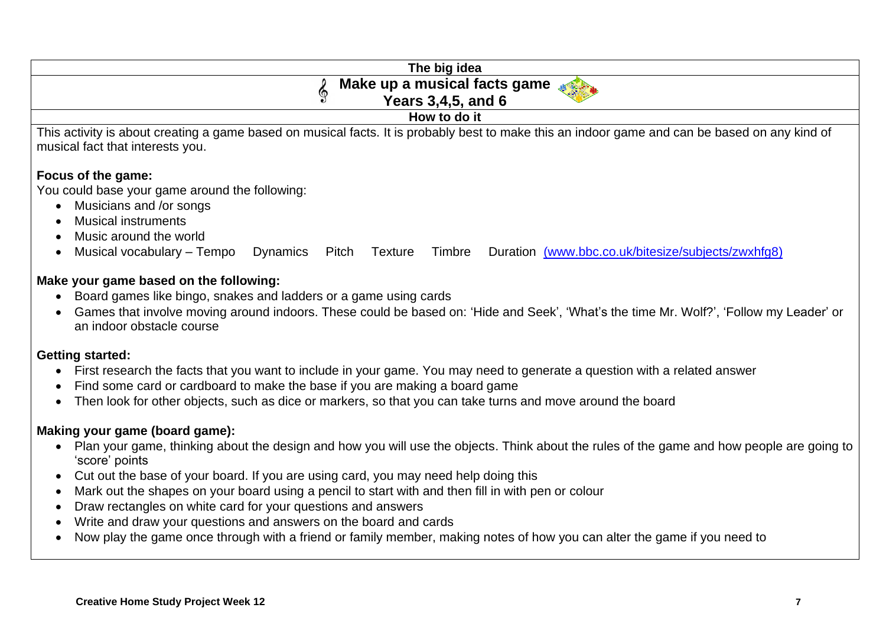**The big idea**

# Make up a musical facts game
## Years 3,4,5, and 6

**How to do it**

This activity is about creating a game based on musical facts. It is probably best to make this an indoor game and can be based on any kind of musical fact that interests you.

**Focus of the game:**

You could base your game around the following:

- Musicians and /or songs
- Musical instruments
- Music around the world
- Musical vocabulary – Tempo Dynamics Pitch Texture Timbre Duration (www.bbc.co.uk/bitesize/subjects/zwxhfg8)

**Make your game based on the following:**

- Board games like bingo, snakes and ladders or a game using cards
- Games that involve moving around indoors. These could be based on: 'Hide and Seek', 'What's the time Mr. Wolf?', 'Follow my Leader' or an indoor obstacle course

**Getting started:**

- First research the facts that you want to include in your game. You may need to generate a question with a related answer
- Find some card or cardboard to make the base if you are making a board game
- Then look for other objects, such as dice or markers, so that you can take turns and move around the board

**Making your game (board game):**

- Plan your game, thinking about the design and how you will use the objects. Think about the rules of the game and how people are going to 'score' points
- Cut out the base of your board. If you are using card, you may need help doing this
- Mark out the shapes on your board using a pencil to start with and then fill in with pen or colour
- Draw rectangles on white card for your questions and answers
- Write and draw your questions and answers on the board and cards
- Now play the game once through with a friend or family member, making notes of how you can alter the game if you need to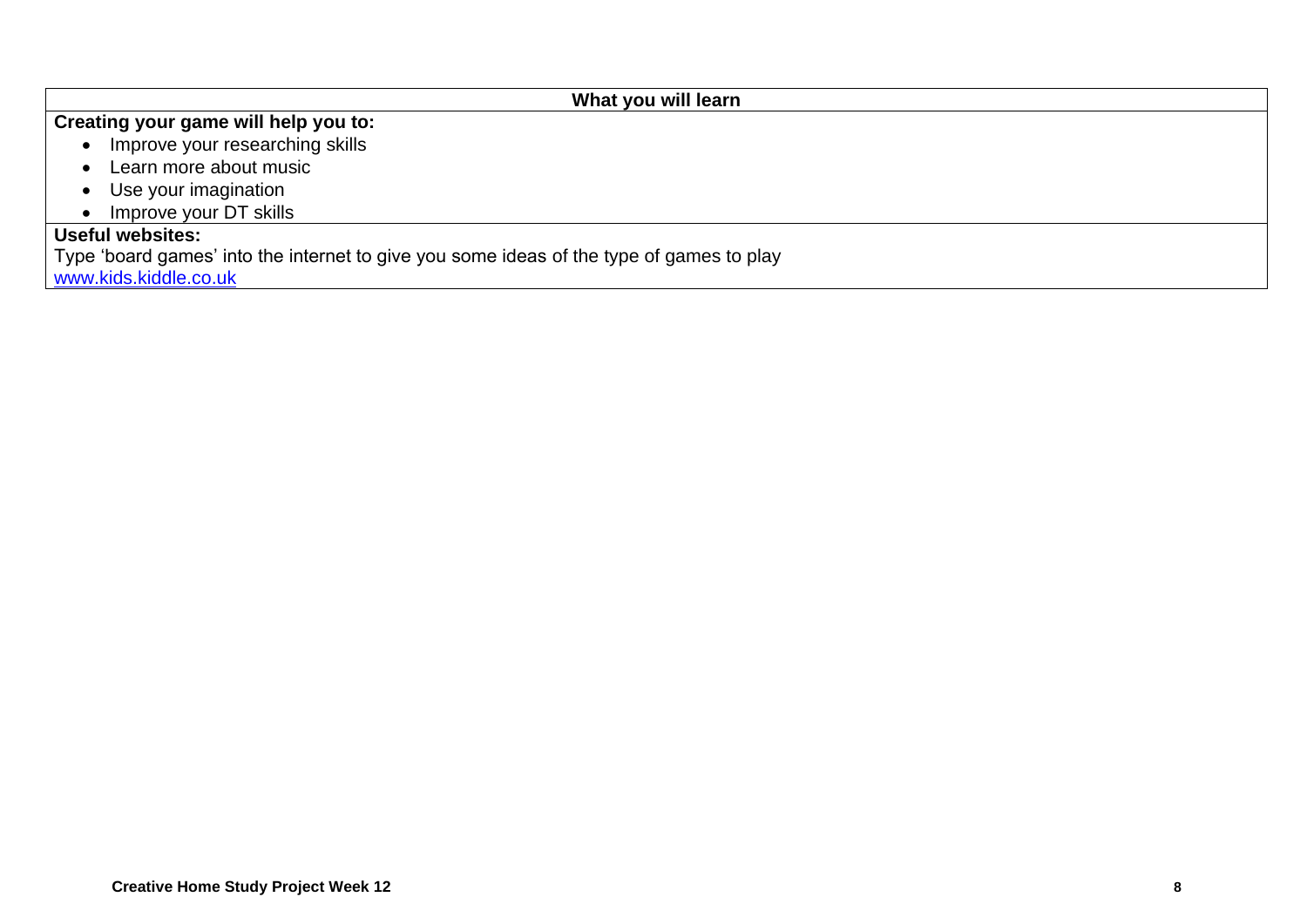| What you will learn |
| --- |
| **Creating your game will help you to:**<br>• Improve your researching skills<br>• Learn more about music<br>• Use your imagination<br>• Improve your DT skills |
| **Useful websites:**<br>Type 'board games' into the internet to give you some ideas of the type of games to play<br>[www.kids.kiddle.co.uk](http://www.kids.kiddle.co.uk) |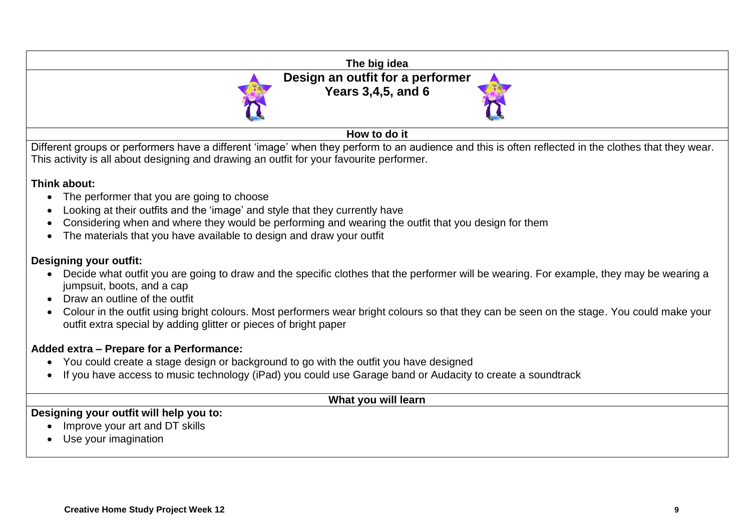## The big idea

# Design an outfit for a performer

### Years 3,4,5, and 6

## How to do it

Different groups or performers have a different 'image' when they perform to an audience and this is often reflected in the clothes that they wear. This activity is all about designing and drawing an outfit for your favourite performer.

**Think about:**

- The performer that you are going to choose
- Looking at their outfits and the 'image' and style that they currently have
- Considering when and where they would be performing and wearing the outfit that you design for them
- The materials that you have available to design and draw your outfit

**Designing your outfit:**

- Decide what outfit you are going to draw and the specific clothes that the performer will be wearing. For example, they may be wearing a jumpsuit, boots, and a cap
- Draw an outline of the outfit
- Colour in the outfit using bright colours. Most performers wear bright colours so that they can be seen on the stage. You could make your outfit extra special by adding glitter or pieces of bright paper

**Added extra – Prepare for a Performance:**

- You could create a stage design or background to go with the outfit you have designed
- If you have access to music technology (iPad) you could use Garage band or Audacity to create a soundtrack

## What you will learn

**Designing your outfit will help you to:**

- Improve your art and DT skills
- Use your imagination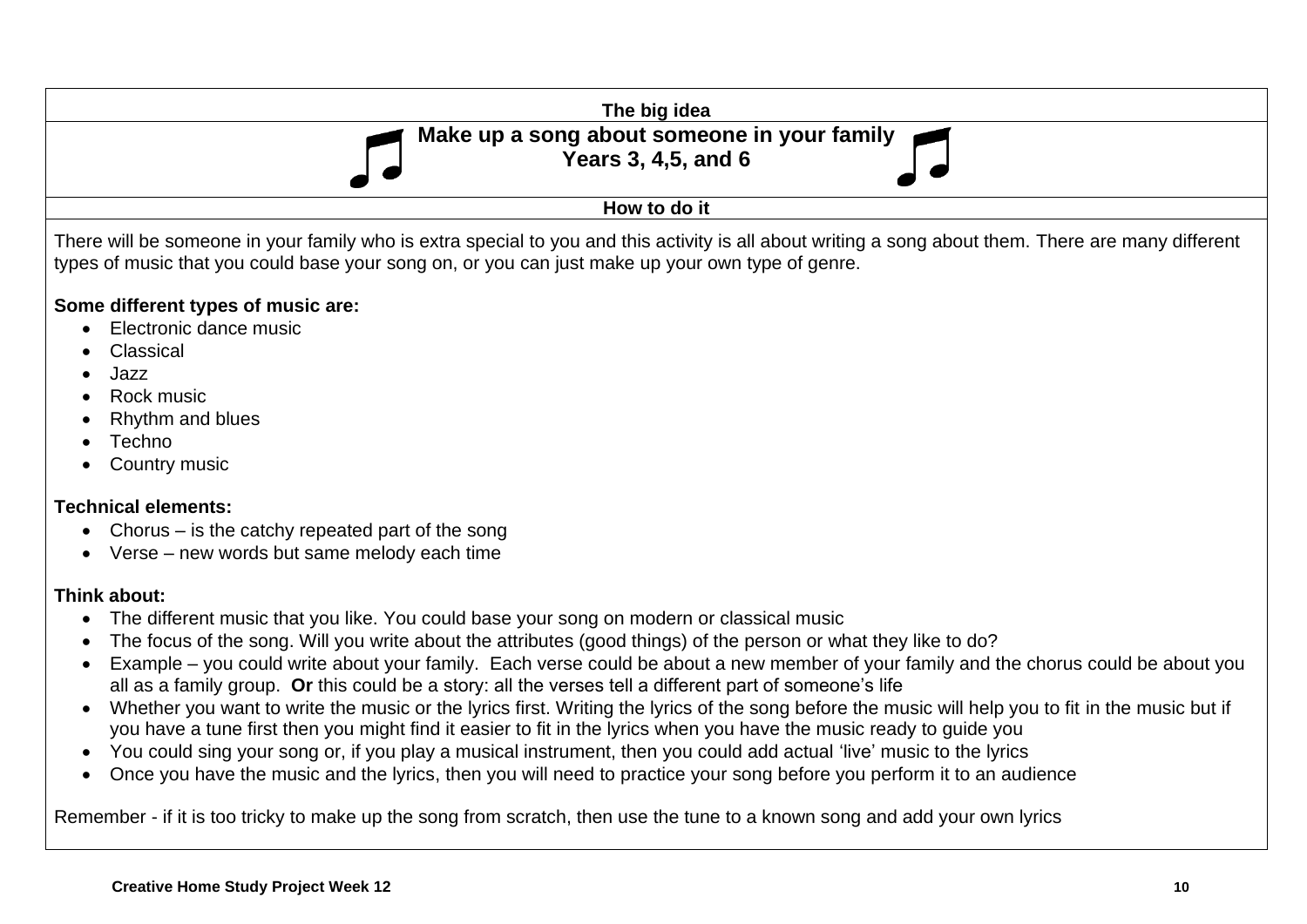## The big idea

## Make up a song about someone in your family
## Years 3, 4,5, and 6

### How to do it

There will be someone in your family who is extra special to you and this activity is all about writing a song about them. There are many different types of music that you could base your song on, or you can just make up your own type of genre.

**Some different types of music are:**

- Electronic dance music
- Classical
- Jazz
- Rock music
- Rhythm and blues
- Techno
- Country music

**Technical elements:**

- Chorus – is the catchy repeated part of the song
- Verse – new words but same melody each time

**Think about:**

- The different music that you like. You could base your song on modern or classical music
- The focus of the song. Will you write about the attributes (good things) of the person or what they like to do?
- Example – you could write about your family. Each verse could be about a new member of your family and the chorus could be about you all as a family group. **Or** this could be a story: all the verses tell a different part of someone's life
- Whether you want to write the music or the lyrics first. Writing the lyrics of the song before the music will help you to fit in the music but if you have a tune first then you might find it easier to fit in the lyrics when you have the music ready to guide you
- You could sing your song or, if you play a musical instrument, then you could add actual 'live' music to the lyrics
- Once you have the music and the lyrics, then you will need to practice your song before you perform it to an audience

Remember - if it is too tricky to make up the song from scratch, then use the tune to a known song and add your own lyrics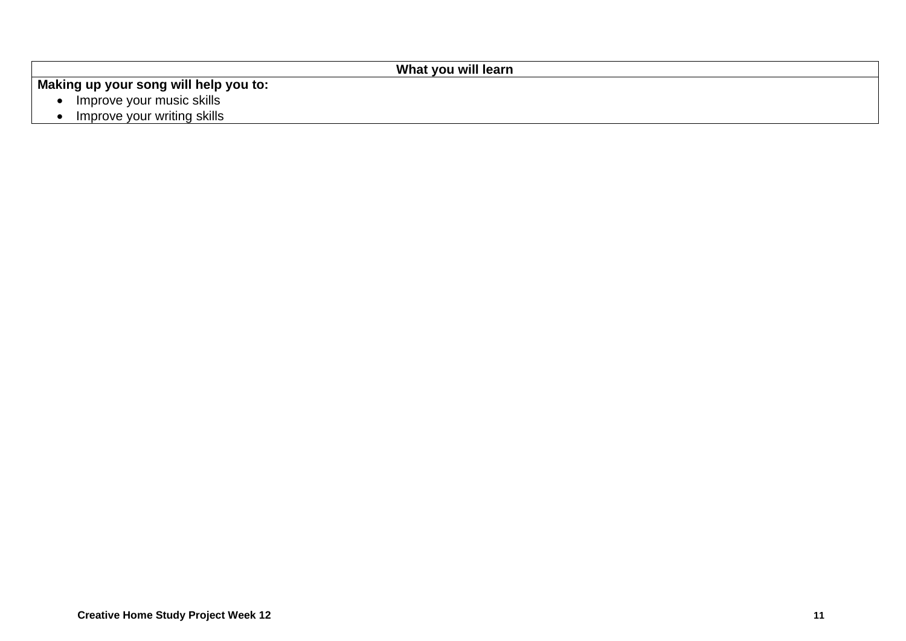| What you will learn |
| --- |
| **Making up your song will help you to:**<br>• Improve your music skills<br>• Improve your writing skills |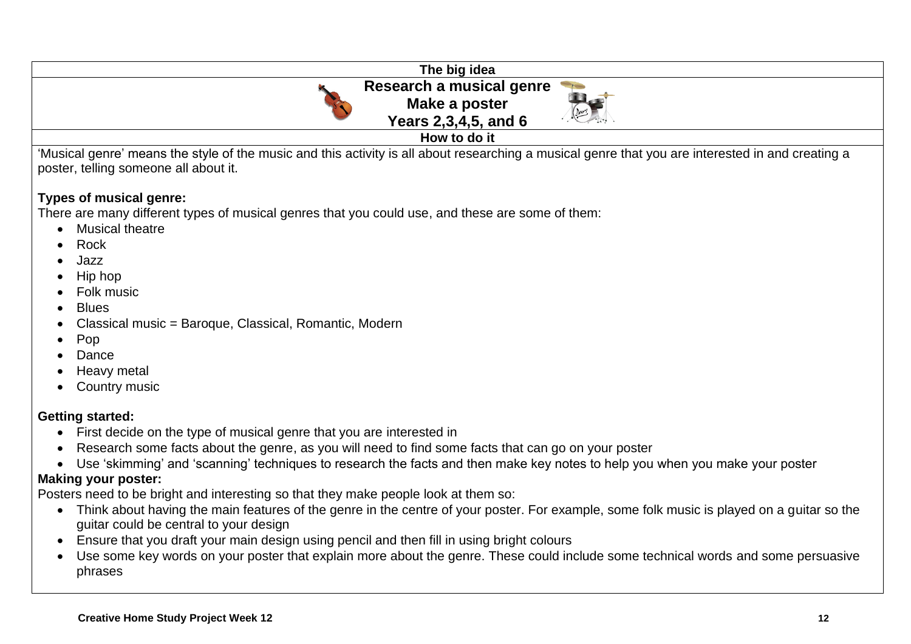## The big idea

### Research a musical genre
### Make a poster
### Years 2,3,4,5, and 6

## How to do it

'Musical genre' means the style of the music and this activity is all about researching a musical genre that you are interested in and creating a poster, telling someone all about it.

**Types of musical genre:**

There are many different types of musical genres that you could use, and these are some of them:

- Musical theatre
- Rock
- Jazz
- Hip hop
- Folk music
- Blues
- Classical music = Baroque, Classical, Romantic, Modern
- Pop
- Dance
- Heavy metal
- Country music

**Getting started:**

- First decide on the type of musical genre that you are interested in
- Research some facts about the genre, as you will need to find some facts that can go on your poster
- Use 'skimming' and 'scanning' techniques to research the facts and then make key notes to help you when you make your poster

**Making your poster:**

Posters need to be bright and interesting so that they make people look at them so:

- Think about having the main features of the genre in the centre of your poster. For example, some folk music is played on a guitar so the guitar could be central to your design
- Ensure that you draft your main design using pencil and then fill in using bright colours
- Use some key words on your poster that explain more about the genre. These could include some technical words and some persuasive phrases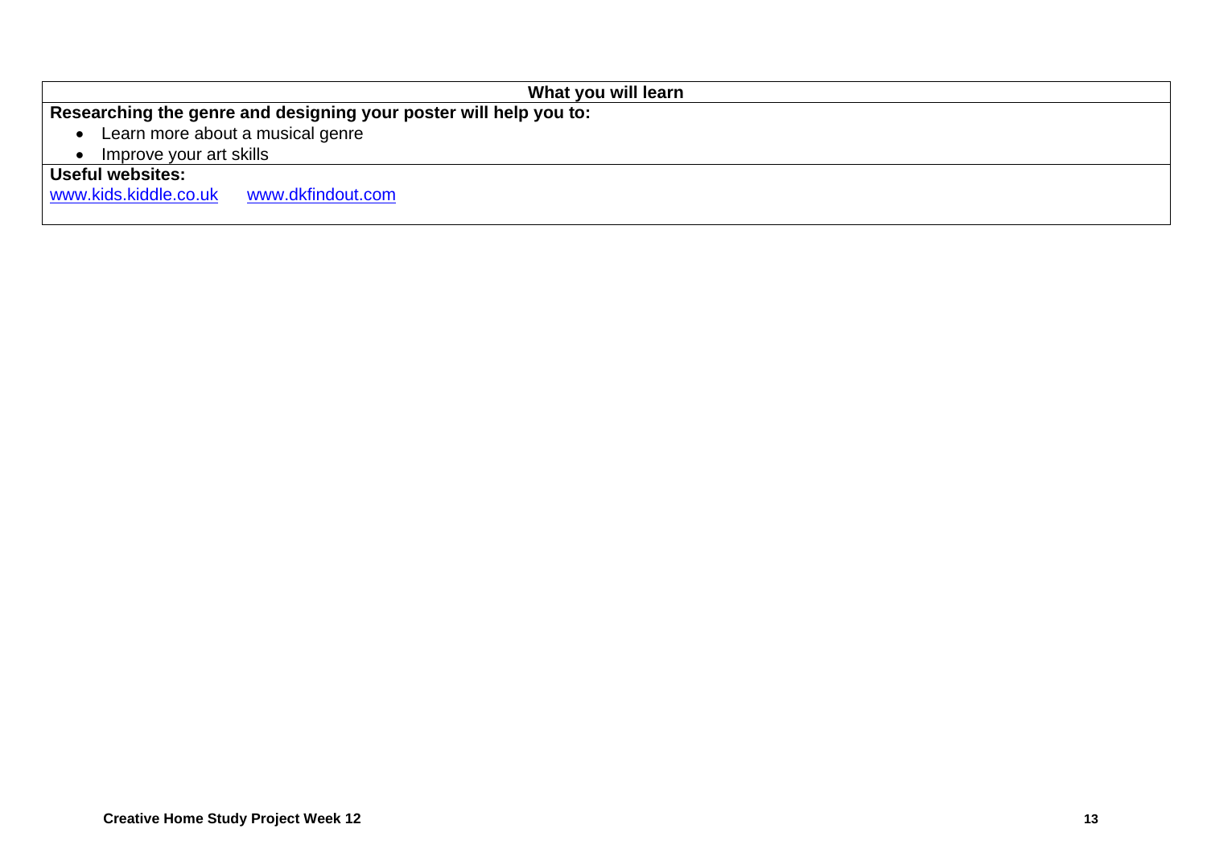| What you will learn |
| --- |
| **Researching the genre and designing your poster will help you to:**<br>• Learn more about a musical genre<br>• Improve your art skills |
| **Useful websites:**<br>[www.kids.kiddle.co.uk](www.kids.kiddle.co.uk) [www.dkfindout.com](www.dkfindout.com) |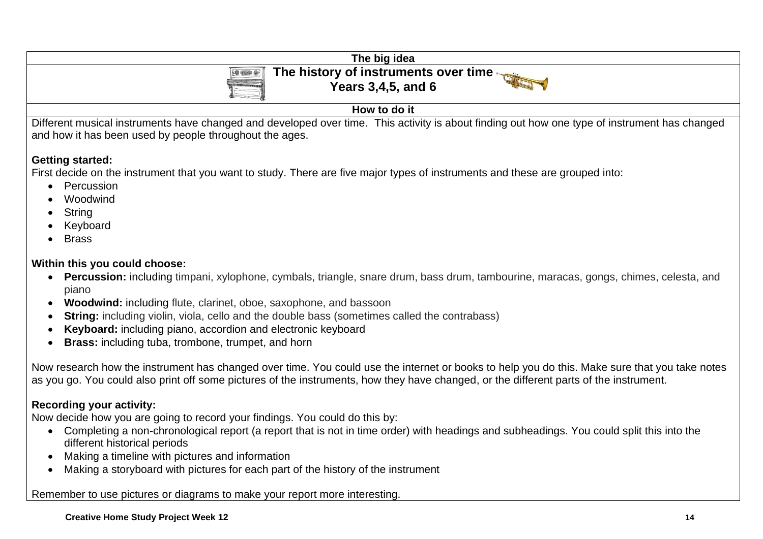**The big idea**

# The history of instruments over time
## Years 3,4,5, and 6

**How to do it**

Different musical instruments have changed and developed over time. This activity is about finding out how one type of instrument has changed and how it has been used by people throughout the ages.

**Getting started:**

First decide on the instrument that you want to study. There are five major types of instruments and these are grouped into:

- Percussion
- Woodwind
- String
- Keyboard
- Brass

**Within this you could choose:**

- **Percussion:** including timpani, xylophone, cymbals, triangle, snare drum, bass drum, tambourine, maracas, gongs, chimes, celesta, and piano
- **Woodwind:** including flute, clarinet, oboe, saxophone, and bassoon
- **String:** including violin, viola, cello and the double bass (sometimes called the contrabass)
- **Keyboard:** including piano, accordion and electronic keyboard
- **Brass:** including tuba, trombone, trumpet, and horn

Now research how the instrument has changed over time. You could use the internet or books to help you do this. Make sure that you take notes as you go. You could also print off some pictures of the instruments, how they have changed, or the different parts of the instrument.

**Recording your activity:**

Now decide how you are going to record your findings. You could do this by:

- Completing a non-chronological report (a report that is not in time order) with headings and subheadings. You could split this into the different historical periods
- Making a timeline with pictures and information
- Making a storyboard with pictures for each part of the history of the instrument

Remember to use pictures or diagrams to make your report more interesting.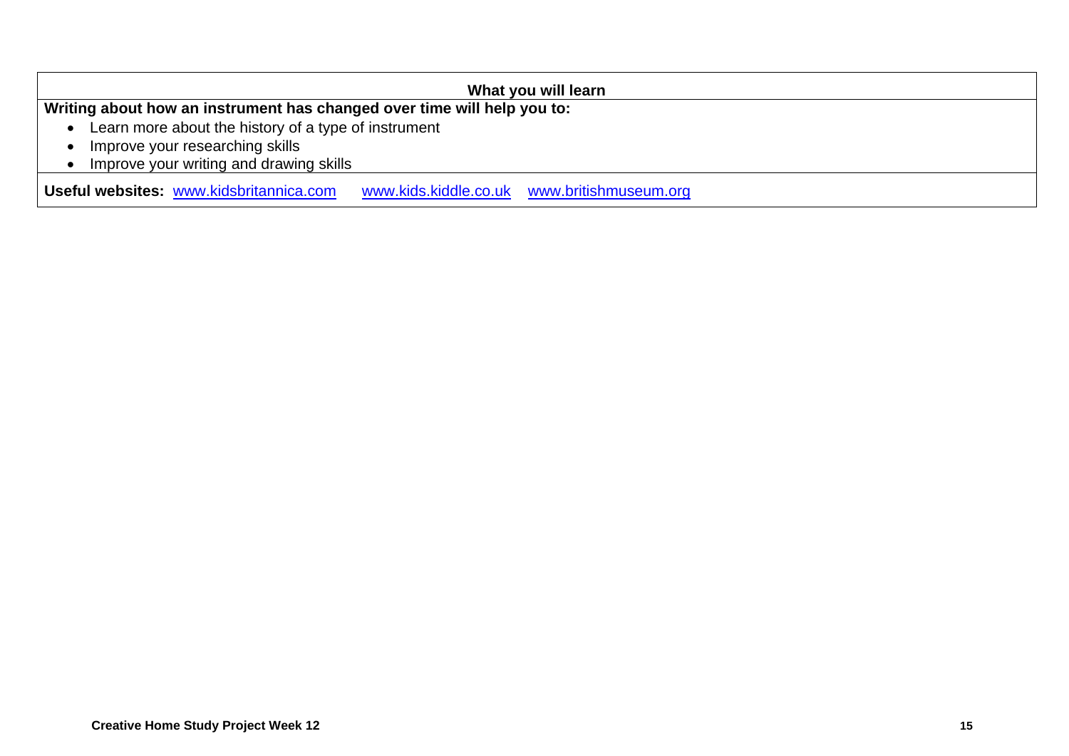### What you will learn

**Writing about how an instrument has changed over time will help you to:**

- Learn more about the history of a type of instrument
- Improve your researching skills
- Improve your writing and drawing skills

**Useful websites:** www.kidsbritannica.com www.kids.kiddle.co.uk www.britishmuseum.org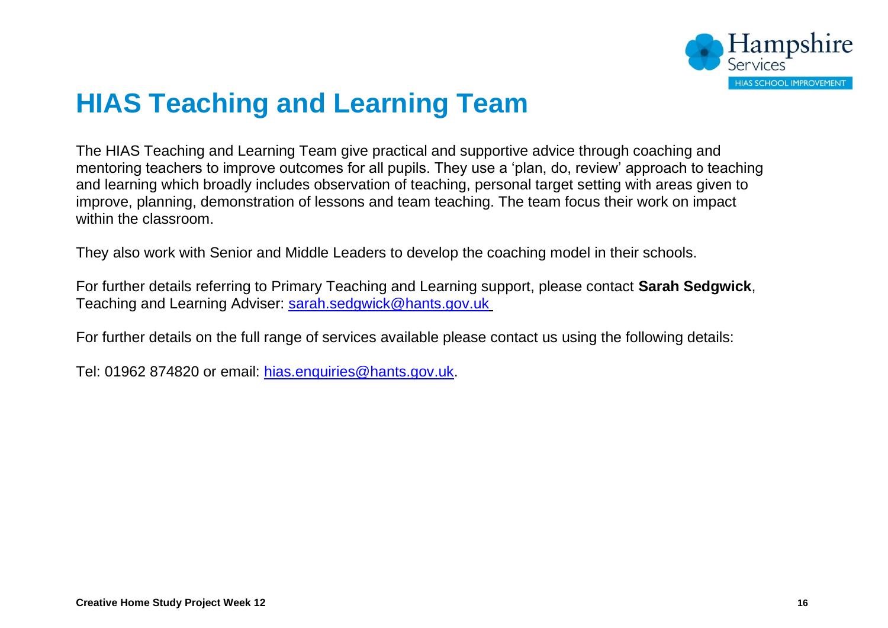# HIAS Teaching and Learning Team

The HIAS Teaching and Learning Team give practical and supportive advice through coaching and mentoring teachers to improve outcomes for all pupils. They use a 'plan, do, review' approach to teaching and learning which broadly includes observation of teaching, personal target setting with areas given to improve, planning, demonstration of lessons and team teaching. The team focus their work on impact within the classroom.

They also work with Senior and Middle Leaders to develop the coaching model in their schools.

For further details referring to Primary Teaching and Learning support, please contact **Sarah Sedgwick**, Teaching and Learning Adviser: sarah.sedgwick@hants.gov.uk

For further details on the full range of services available please contact us using the following details:

Tel: 01962 874820 or email: hias.enquiries@hants.gov.uk.